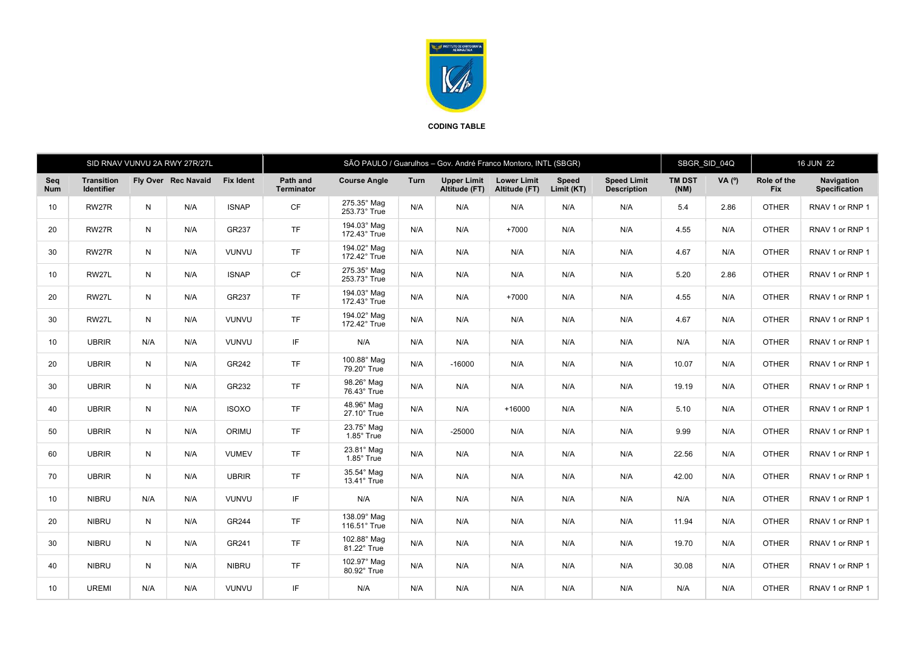**CODING TABLE**

| SID RNAV VUNVU 2A RWY 27R/27L | | | | | SÃO PAULO / Guarulhos – Gov. André Franco Montoro, INTL (SBGR) | | | | | | | SBGR_SID_04Q | | 16 JUN 22 | |
|---|---|---|---|---|---|---|---|---|---|---|---|---|---|---|---|
| Seq Num | Transition Identifier | Fly Over | Rec Navaid | Fix Ident | Path and Terminator | Course Angle | Turn | Upper Limit Altitude (FT) | Lower Limit Altitude (FT) | Speed Limit (KT) | Speed Limit Description | TM DST (NM) | VA (º) | Role of the Fix | Navigation Specification |
| 10 | RW27R | N | N/A | ISNAP | CF | 275.35° Mag 253.73° True | N/A | N/A | N/A | N/A | N/A | 5.4 | 2.86 | OTHER | RNAV 1 or RNP 1 |
| 20 | RW27R | N | N/A | GR237 | TF | 194.03° Mag 172.43° True | N/A | N/A | +7000 | N/A | N/A | 4.55 | N/A | OTHER | RNAV 1 or RNP 1 |
| 30 | RW27R | N | N/A | VUNVU | TF | 194.02° Mag 172.42° True | N/A | N/A | N/A | N/A | N/A | 4.67 | N/A | OTHER | RNAV 1 or RNP 1 |
| 10 | RW27L | N | N/A | ISNAP | CF | 275.35° Mag 253.73° True | N/A | N/A | N/A | N/A | N/A | 5.20 | 2.86 | OTHER | RNAV 1 or RNP 1 |
| 20 | RW27L | N | N/A | GR237 | TF | 194.03° Mag 172.43° True | N/A | N/A | +7000 | N/A | N/A | 4.55 | N/A | OTHER | RNAV 1 or RNP 1 |
| 30 | RW27L | N | N/A | VUNVU | TF | 194.02° Mag 172.42° True | N/A | N/A | N/A | N/A | N/A | 4.67 | N/A | OTHER | RNAV 1 or RNP 1 |
| 10 | UBRIR | N/A | N/A | VUNVU | IF | N/A | N/A | N/A | N/A | N/A | N/A | N/A | N/A | OTHER | RNAV 1 or RNP 1 |
| 20 | UBRIR | N | N/A | GR242 | TF | 100.88° Mag 79.20° True | N/A | -16000 | N/A | N/A | N/A | 10.07 | N/A | OTHER | RNAV 1 or RNP 1 |
| 30 | UBRIR | N | N/A | GR232 | TF | 98.26° Mag 76.43° True | N/A | N/A | N/A | N/A | N/A | 19.19 | N/A | OTHER | RNAV 1 or RNP 1 |
| 40 | UBRIR | N | N/A | ISOXO | TF | 48.96° Mag 27.10° True | N/A | N/A | +16000 | N/A | N/A | 5.10 | N/A | OTHER | RNAV 1 or RNP 1 |
| 50 | UBRIR | N | N/A | ORIMU | TF | 23.75° Mag 1.85° True | N/A | -25000 | N/A | N/A | N/A | 9.99 | N/A | OTHER | RNAV 1 or RNP 1 |
| 60 | UBRIR | N | N/A | VUMEV | TF | 23.81° Mag 1.85° True | N/A | N/A | N/A | N/A | N/A | 22.56 | N/A | OTHER | RNAV 1 or RNP 1 |
| 70 | UBRIR | N | N/A | UBRIR | TF | 35.54° Mag 13.41° True | N/A | N/A | N/A | N/A | N/A | 42.00 | N/A | OTHER | RNAV 1 or RNP 1 |
| 10 | NIBRU | N/A | N/A | VUNVU | IF | N/A | N/A | N/A | N/A | N/A | N/A | N/A | N/A | OTHER | RNAV 1 or RNP 1 |
| 20 | NIBRU | N | N/A | GR244 | TF | 138.09° Mag 116.51° True | N/A | N/A | N/A | N/A | N/A | 11.94 | N/A | OTHER | RNAV 1 or RNP 1 |
| 30 | NIBRU | N | N/A | GR241 | TF | 102.88° Mag 81.22° True | N/A | N/A | N/A | N/A | N/A | 19.70 | N/A | OTHER | RNAV 1 or RNP 1 |
| 40 | NIBRU | N | N/A | NIBRU | TF | 102.97° Mag 80.92° True | N/A | N/A | N/A | N/A | N/A | 30.08 | N/A | OTHER | RNAV 1 or RNP 1 |
| 10 | UREMI | N/A | N/A | VUNVU | IF | N/A | N/A | N/A | N/A | N/A | N/A | N/A | N/A | OTHER | RNAV 1 or RNP 1 |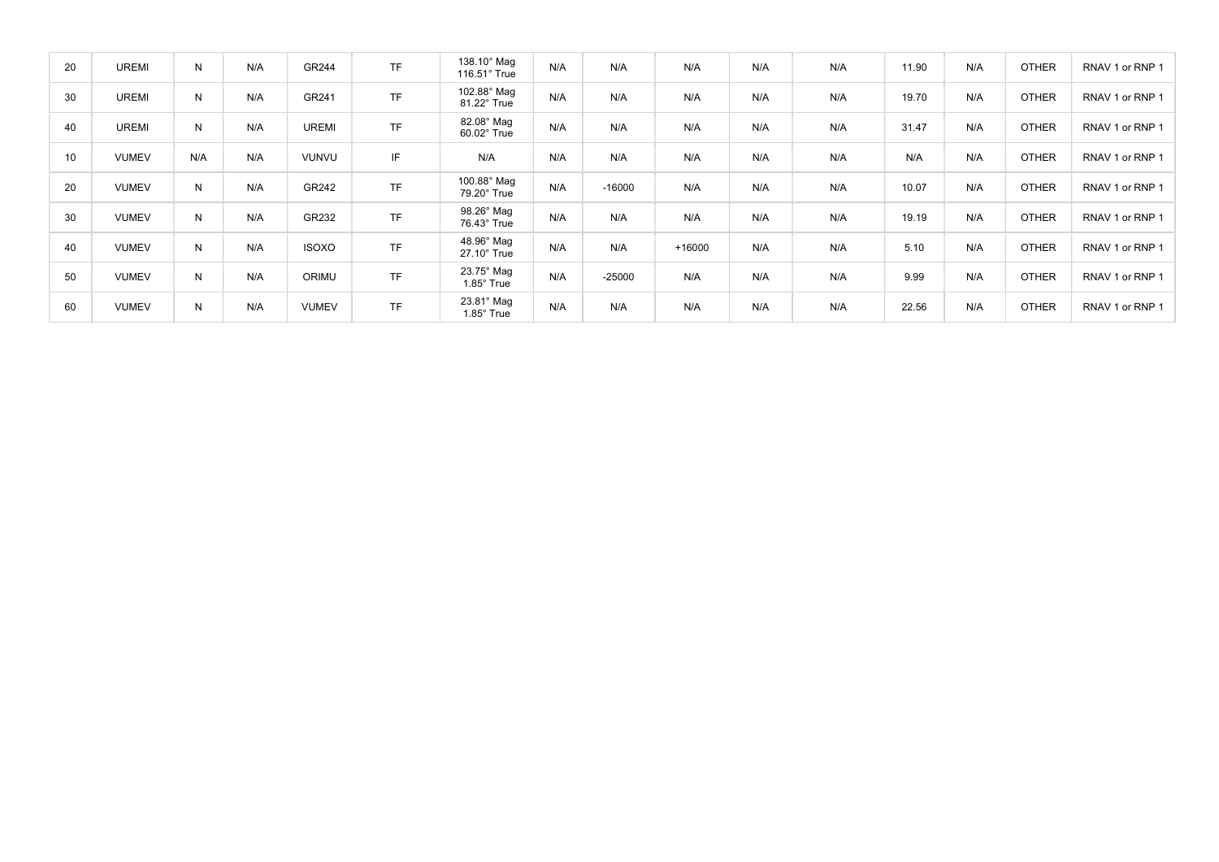| | | | | | | | | | | | | | | | |
|---|---|---|---|---|---|---|---|---|---|---|---|---|---|---|---|
| 20 | UREMI | N | N/A | GR244 | TF | 138.10° Mag 116.51° True | N/A | N/A | N/A | N/A | N/A | 11.90 | N/A | OTHER | RNAV 1 or RNP 1 |
| 30 | UREMI | N | N/A | GR241 | TF | 102.88° Mag 81.22° True | N/A | N/A | N/A | N/A | N/A | 19.70 | N/A | OTHER | RNAV 1 or RNP 1 |
| 40 | UREMI | N | N/A | UREMI | TF | 82.08° Mag 60.02° True | N/A | N/A | N/A | N/A | N/A | 31.47 | N/A | OTHER | RNAV 1 or RNP 1 |
| 10 | VUMEV | N/A | N/A | VUNVU | IF | N/A | N/A | N/A | N/A | N/A | N/A | N/A | N/A | OTHER | RNAV 1 or RNP 1 |
| 20 | VUMEV | N | N/A | GR242 | TF | 100.88° Mag 79.20° True | N/A | -16000 | N/A | N/A | N/A | 10.07 | N/A | OTHER | RNAV 1 or RNP 1 |
| 30 | VUMEV | N | N/A | GR232 | TF | 98.26° Mag 76.43° True | N/A | N/A | N/A | N/A | N/A | 19.19 | N/A | OTHER | RNAV 1 or RNP 1 |
| 40 | VUMEV | N | N/A | ISOXO | TF | 48.96° Mag 27.10° True | N/A | N/A | +16000 | N/A | N/A | 5.10 | N/A | OTHER | RNAV 1 or RNP 1 |
| 50 | VUMEV | N | N/A | ORIMU | TF | 23.75° Mag 1.85° True | N/A | -25000 | N/A | N/A | N/A | 9.99 | N/A | OTHER | RNAV 1 or RNP 1 |
| 60 | VUMEV | N | N/A | VUMEV | TF | 23.81° Mag 1.85° True | N/A | N/A | N/A | N/A | N/A | 22.56 | N/A | OTHER | RNAV 1 or RNP 1 |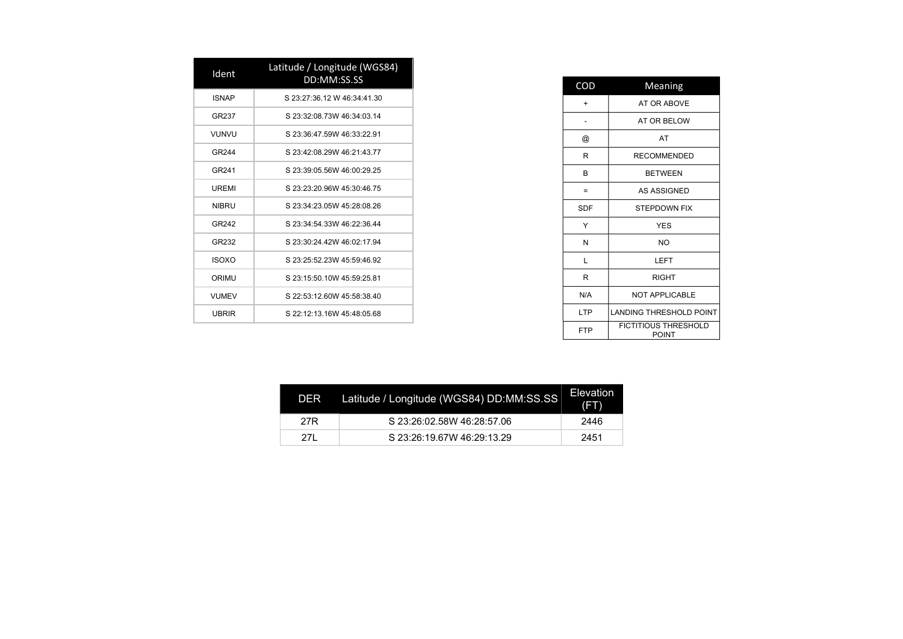| Ident | Latitude / Longitude (WGS84) DD:MM:SS.SS |
|---|---|
| ISNAP | S 23:27:36.12 W 46:34:41.30 |
| GR237 | S 23:32:08.73W 46:34:03.14 |
| VUNVU | S 23:36:47.59W 46:33:22.91 |
| GR244 | S 23:42:08.29W 46:21:43.77 |
| GR241 | S 23:39:05.56W 46:00:29.25 |
| UREMI | S 23:23:20.96W 45:30:46.75 |
| NIBRU | S 23:34:23.05W 45:28:08.26 |
| GR242 | S 23:34:54.33W 46:22:36.44 |
| GR232 | S 23:30:24.42W 46:02:17.94 |
| ISOXO | S 23:25:52.23W 45:59:46.92 |
| ORIMU | S 23:15:50.10W 45:59:25.81 |
| VUMEV | S 22:53:12.60W 45:58:38.40 |
| UBRIR | S 22:12:13.16W 45:48:05.68 |

| COD | Meaning |
|---|---|
| + | AT OR ABOVE |
| - | AT OR BELOW |
| @ | AT |
| R | RECOMMENDED |
| B | BETWEEN |
| = | AS ASSIGNED |
| SDF | STEPDOWN FIX |
| Y | YES |
| N | NO |
| L | LEFT |
| R | RIGHT |
| N/A | NOT APPLICABLE |
| LTP | LANDING THRESHOLD POINT |
| FTP | FICTITIOUS THRESHOLD POINT |

| DER | Latitude / Longitude (WGS84) DD:MM:SS.SS | Elevation (FT) |
|---|---|---|
| 27R | S 23:26:02.58W 46:28:57.06 | 2446 |
| 27L | S 23:26:19.67W 46:29:13.29 | 2451 |